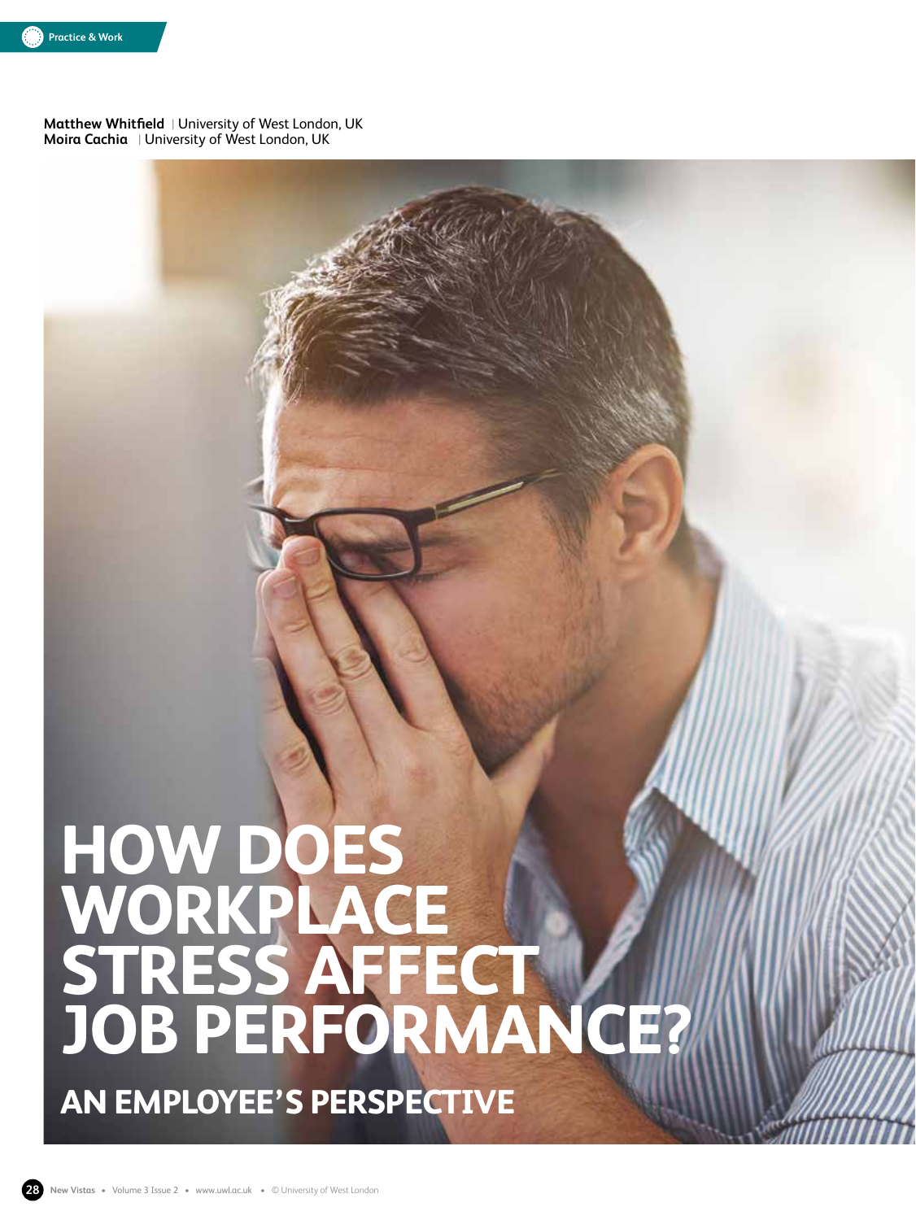**Matthew Whitfield** | University of West London, UK
**Moira Cachia** | University of West London, UK

# HOW DOES WORKPLACE STRESS AFFECT JOB PERFORMANCE?

## AN EMPLOYEE'S PERSPECTIVE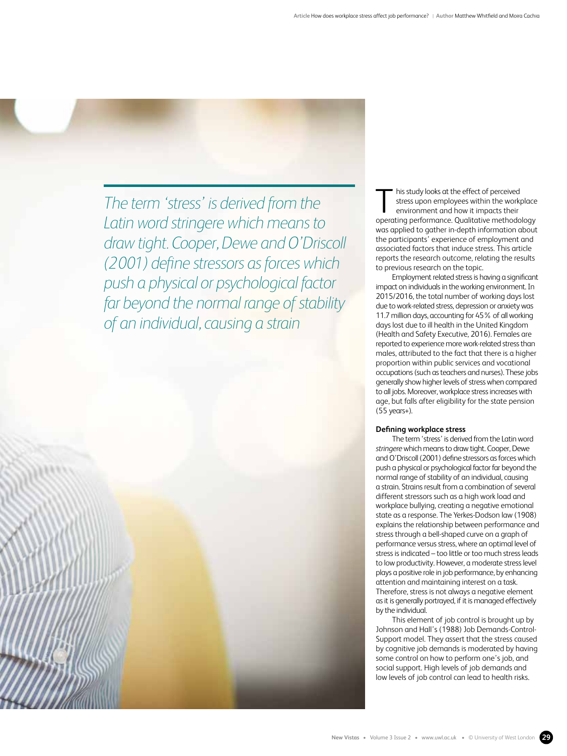*The term 'stress' is derived from the Latin word stringere which means to draw tight. Cooper, Dewe and O'Driscoll (2001) define stressors as forces which push a physical or psychological factor far beyond the normal range of stability of an individual, causing a strain*

This study looks at the effect of perceived stress upon employees within the workplace environment and how it impacts their operating performance. Qualitative methodology was applied to gather in-depth information about the participants' experience of employment and associated factors that induce stress. This article reports the research outcome, relating the results to previous research on the topic.

Employment related stress is having a significant impact on individuals in the working environment. In 2015/2016, the total number of working days lost due to work-related stress, depression or anxiety was 11.7 million days, accounting for 45% of all working days lost due to ill health in the United Kingdom (Health and Safety Executive, 2016). Females are reported to experience more work-related stress than males, attributed to the fact that there is a higher proportion within public services and vocational occupations (such as teachers and nurses). These jobs generally show higher levels of stress when compared to all jobs. Moreover, workplace stress increases with age, but falls after eligibility for the state pension (55 years+).

**Defining workplace stress**

The term 'stress' is derived from the Latin word *stringere* which means to draw tight. Cooper, Dewe and O'Driscoll (2001) define stressors as forces which push a physical or psychological factor far beyond the normal range of stability of an individual, causing a strain. Strains result from a combination of several different stressors such as a high work load and workplace bullying, creating a negative emotional state as a response. The Yerkes-Dodson law (1908) explains the relationship between performance and stress through a bell-shaped curve on a graph of performance versus stress, where an optimal level of stress is indicated – too little or too much stress leads to low productivity. However, a moderate stress level plays a positive role in job performance, by enhancing attention and maintaining interest on a task. Therefore, stress is not always a negative element as it is generally portrayed, if it is managed effectively by the individual.

This element of job control is brought up by Johnson and Hall's (1988) Job Demands-Control-Support model. They assert that the stress caused by cognitive job demands is moderated by having some control on how to perform one's job, and social support. High levels of job demands and low levels of job control can lead to health risks.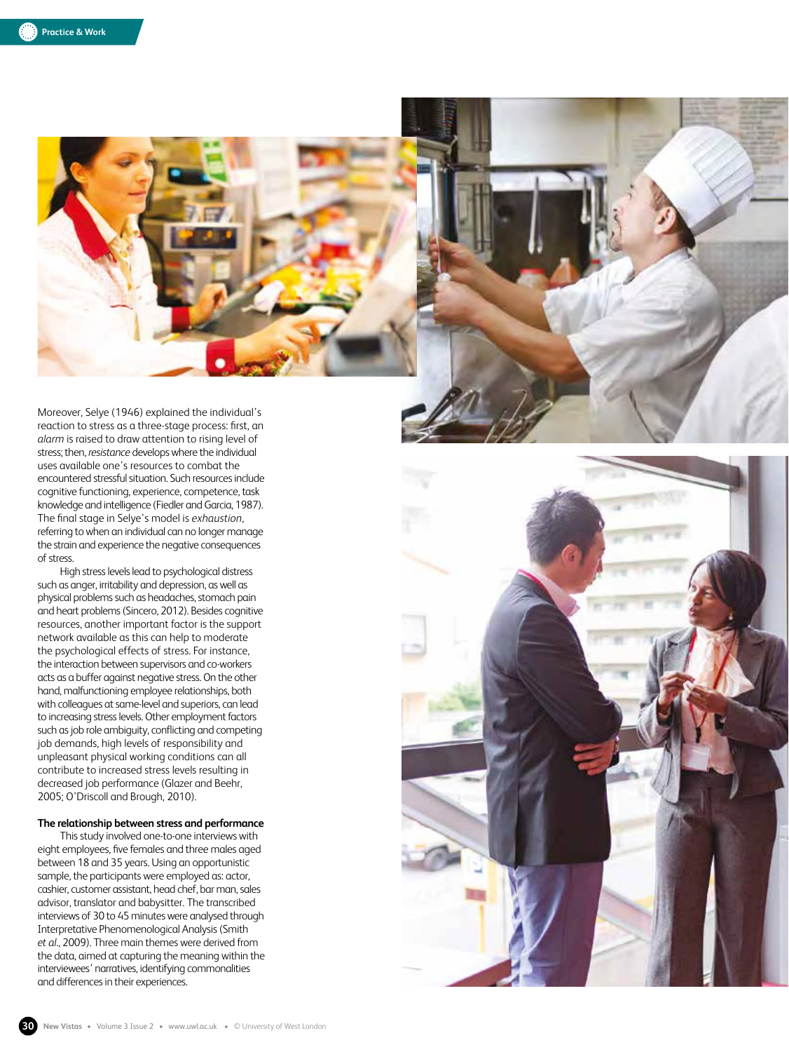Moreover, Selye (1946) explained the individual's reaction to stress as a three-stage process: first, an *alarm* is raised to draw attention to rising level of stress; then, *resistance* develops where the individual uses available one's resources to combat the encountered stressful situation. Such resources include cognitive functioning, experience, competence, task knowledge and intelligence (Fiedler and Garcia, 1987). The final stage in Selye's model is *exhaustion*, referring to when an individual can no longer manage the strain and experience the negative consequences of stress.

High stress levels lead to psychological distress such as anger, irritability and depression, as well as physical problems such as headaches, stomach pain and heart problems (Sincero, 2012). Besides cognitive resources, another important factor is the support network available as this can help to moderate the psychological effects of stress. For instance, the interaction between supervisors and co-workers acts as a buffer against negative stress. On the other hand, malfunctioning employee relationships, both with colleagues at same-level and superiors, can lead to increasing stress levels. Other employment factors such as job role ambiguity, conflicting and competing job demands, high levels of responsibility and unpleasant physical working conditions can all contribute to increased stress levels resulting in decreased job performance (Glazer and Beehr, 2005; O'Driscoll and Brough, 2010).

**The relationship between stress and performance**

This study involved one-to-one interviews with eight employees, five females and three males aged between 18 and 35 years. Using an opportunistic sample, the participants were employed as: actor, cashier, customer assistant, head chef, bar man, sales advisor, translator and babysitter. The transcribed interviews of 30 to 45 minutes were analysed through Interpretative Phenomenological Analysis (Smith *et al.*, 2009). Three main themes were derived from the data, aimed at capturing the meaning within the interviewees' narratives, identifying commonalities and differences in their experiences.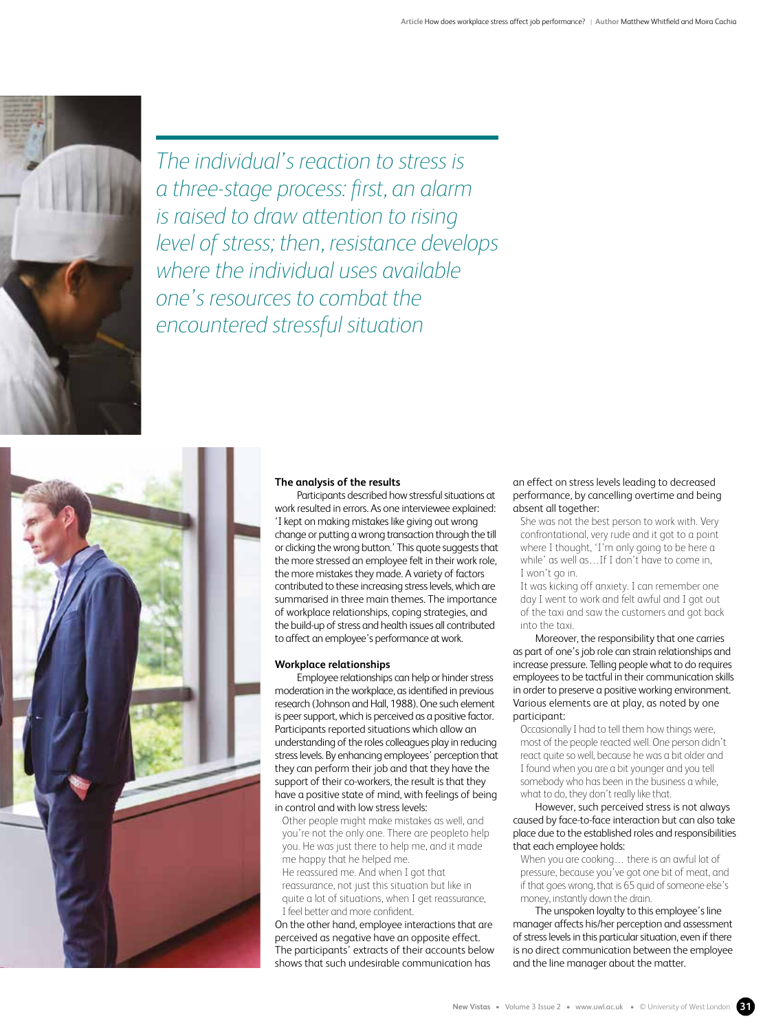*The individual's reaction to stress is a three-stage process: first, an alarm is raised to draw attention to rising level of stress; then, resistance develops where the individual uses available one's resources to combat the encountered stressful situation*

**The analysis of the results**

Participants described how stressful situations at work resulted in errors. As one interviewee explained: 'I kept on making mistakes like giving out wrong change or putting a wrong transaction through the till or clicking the wrong button.' This quote suggests that the more stressed an employee felt in their work role, the more mistakes they made. A variety of factors contributed to these increasing stress levels, which are summarised in three main themes. The importance of workplace relationships, coping strategies, and the build-up of stress and health issues all contributed to affect an employee's performance at work.

**Workplace relationships**

Employee relationships can help or hinder stress moderation in the workplace, as identified in previous research (Johnson and Hall, 1988). One such element is peer support, which is perceived as a positive factor. Participants reported situations which allow an understanding of the roles colleagues play in reducing stress levels. By enhancing employees' perception that they can perform their job and that they have the support of their co-workers, the result is that they have a positive state of mind, with feelings of being in control and with low stress levels:

> Other people might make mistakes as well, and you're not the only one. There are peopleto help you. He was just there to help me, and it made me happy that he helped me.
>
> He reassured me. And when I got that reassurance, not just this situation but like in quite a lot of situations, when I get reassurance, I feel better and more confident.

On the other hand, employee interactions that are perceived as negative have an opposite effect. The participants' extracts of their accounts below shows that such undesirable communication has an effect on stress levels leading to decreased performance, by cancelling overtime and being absent all together:

> She was not the best person to work with. Very confrontational, very rude and it got to a point where I thought, 'I'm only going to be here a while' as well as…If I don't have to come in, I won't go in.
>
> It was kicking off anxiety. I can remember one day I went to work and felt awful and I got out of the taxi and saw the customers and got back into the taxi.

Moreover, the responsibility that one carries as part of one's job role can strain relationships and increase pressure. Telling people what to do requires employees to be tactful in their communication skills in order to preserve a positive working environment. Various elements are at play, as noted by one participant:

> Occasionally I had to tell them how things were, most of the people reacted well. One person didn't react quite so well, because he was a bit older and I found when you are a bit younger and you tell somebody who has been in the business a while, what to do, they don't really like that.

However, such perceived stress is not always caused by face-to-face interaction but can also take place due to the established roles and responsibilities that each employee holds:

> When you are cooking… there is an awful lot of pressure, because you've got one bit of meat, and if that goes wrong, that is 65 quid of someone else's money, instantly down the drain.

The unspoken loyalty to this employee's line manager affects his/her perception and assessment of stress levels in this particular situation, even if there is no direct communication between the employee and the line manager about the matter.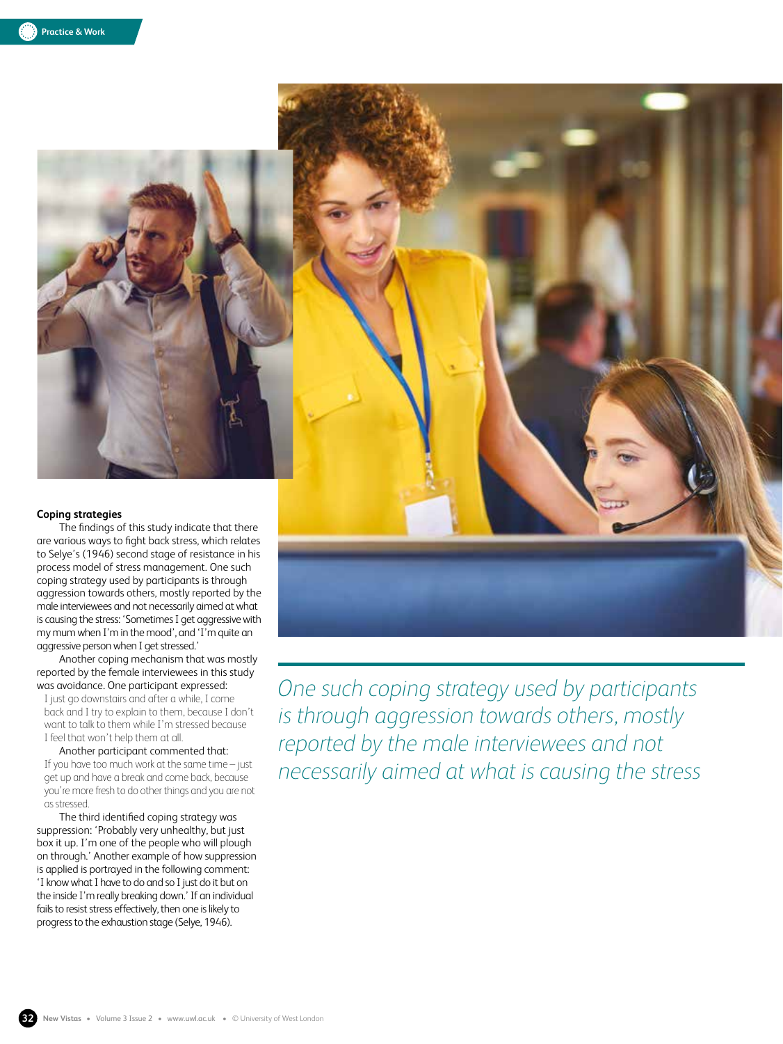### Coping strategies

The findings of this study indicate that there are various ways to fight back stress, which relates to Selye's (1946) second stage of resistance in his process model of stress management. One such coping strategy used by participants is through aggression towards others, mostly reported by the male interviewees and not necessarily aimed at what is causing the stress: 'Sometimes I get aggressive with my mum when I'm in the mood', and 'I'm quite an aggressive person when I get stressed.'

Another coping mechanism that was mostly reported by the female interviewees in this study was avoidance. One participant expressed:

> I just go downstairs and after a while, I come back and I try to explain to them, because I don't want to talk to them while I'm stressed because I feel that won't help them at all.

Another participant commented that:

> If you have too much work at the same time – just get up and have a break and come back, because you're more fresh to do other things and you are not as stressed.

The third identified coping strategy was suppression: 'Probably very unhealthy, but just box it up. I'm one of the people who will plough on through.' Another example of how suppression is applied is portrayed in the following comment: 'I know what I have to do and so I just do it but on the inside I'm really breaking down.' If an individual fails to resist stress effectively, then one is likely to progress to the exhaustion stage (Selye, 1946).

*One such coping strategy used by participants is through aggression towards others, mostly reported by the male interviewees and not necessarily aimed at what is causing the stress*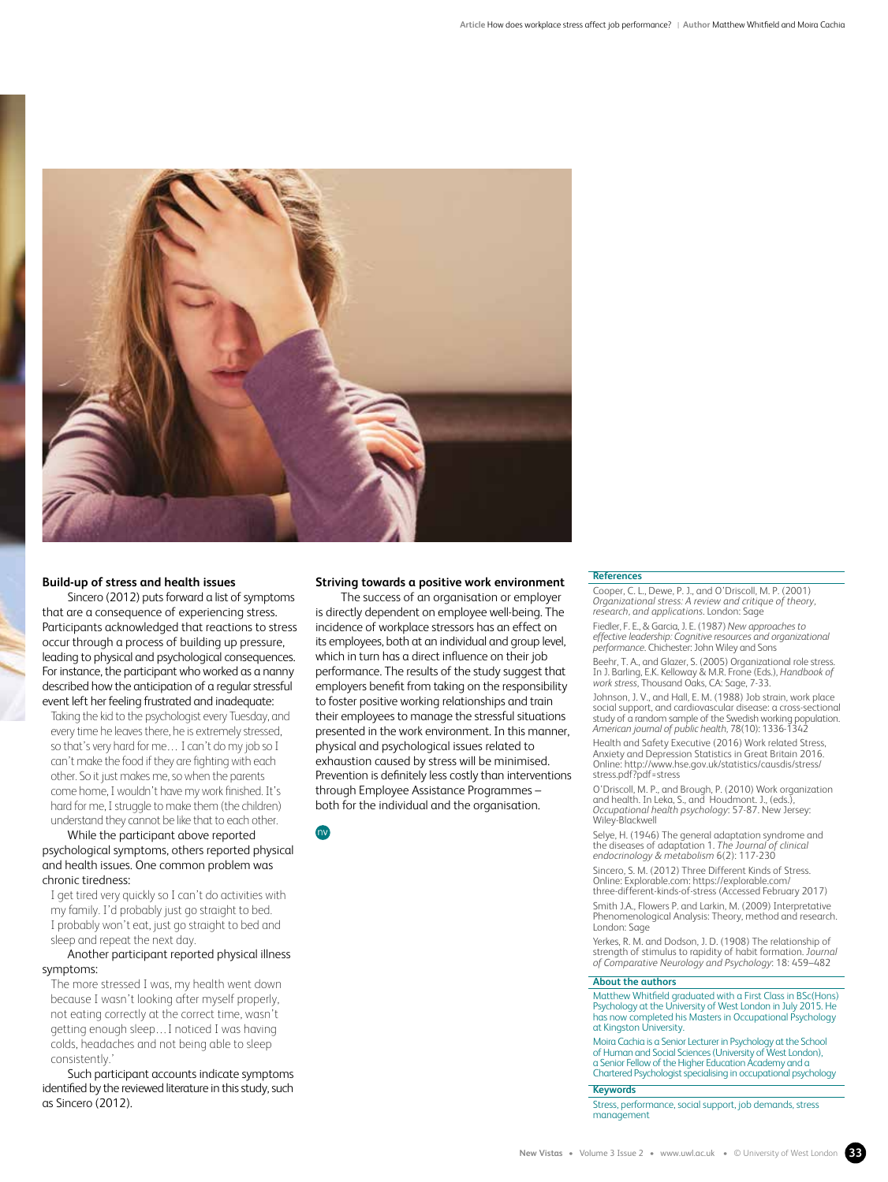### Build-up of stress and health issues

Sincero (2012) puts forward a list of symptoms that are a consequence of experiencing stress. Participants acknowledged that reactions to stress occur through a process of building up pressure, leading to physical and psychological consequences. For instance, the participant who worked as a nanny described how the anticipation of a regular stressful event left her feeling frustrated and inadequate:

> Taking the kid to the psychologist every Tuesday, and every time he leaves there, he is extremely stressed, so that's very hard for me… I can't do my job so I can't make the food if they are fighting with each other. So it just makes me, so when the parents come home, I wouldn't have my work finished. It's hard for me, I struggle to make them (the children) understand they cannot be like that to each other.

While the participant above reported psychological symptoms, others reported physical and health issues. One common problem was chronic tiredness:

> I get tired very quickly so I can't do activities with my family. I'd probably just go straight to bed. I probably won't eat, just go straight to bed and sleep and repeat the next day.

Another participant reported physical illness symptoms:

> The more stressed I was, my health went down because I wasn't looking after myself properly, not eating correctly at the correct time, wasn't getting enough sleep… I noticed I was having colds, headaches and not being able to sleep consistently.'

Such participant accounts indicate symptoms identified by the reviewed literature in this study, such as Sincero (2012).

### Striving towards a positive work environment

The success of an organisation or employer is directly dependent on employee well-being. The incidence of workplace stressors has an effect on its employees, both at an individual and group level, which in turn has a direct influence on their job performance. The results of the study suggest that employers benefit from taking on the responsibility to foster positive working relationships and train their employees to manage the stressful situations presented in the work environment. In this manner, physical and psychological issues related to exhaustion caused by stress will be minimised. Prevention is definitely less costly than interventions through Employee Assistance Programmes – both for the individual and the organisation.

nv

### References

Cooper, C. L., Dewe, P. J., and O'Driscoll, M. P. (2001) *Organizational stress: A review and critique of theory, research, and applications*. London: Sage

Fiedler, F. E., & Garcia, J. E. (1987) *New approaches to effective leadership: Cognitive resources and organizational performance*. Chichester: John Wiley and Sons

Beehr, T. A., and Glazer, S. (2005) Organizational role stress. In J. Barling, E.K. Kelloway & M.R. Frone (Eds.), *Handbook of work stress*, Thousand Oaks, CA: Sage, 7-33.

Johnson, J. V., and Hall, E. M. (1988) Job strain, work place social support, and cardiovascular disease: a cross-sectional study of a random sample of the Swedish working population. *American journal of public health*, 78(10): 1336-1342

Health and Safety Executive (2016) Work related Stress, Anxiety and Depression Statistics in Great Britain 2016. Online: http://www.hse.gov.uk/statistics/causdis/stress/stress.pdf?pdf=stress

O'Driscoll, M. P., and Brough, P. (2010) Work organization and health. In Leka, S., and Houdmont. J., (eds.), *Occupational health psychology*: 57-87. New Jersey: Wiley-Blackwell

Selye, H. (1946) The general adaptation syndrome and the diseases of adaptation 1. *The Journal of clinical endocrinology & metabolism* 6(2): 117-230

Sincero, S. M. (2012) Three Different Kinds of Stress. Online: Explorable.com: https://explorable.com/three-different-kinds-of-stress (Accessed February 2017)

Smith J.A., Flowers P. and Larkin, M. (2009) Interpretative Phenomenological Analysis: Theory, method and research. London: Sage

Yerkes, R. M. and Dodson, J. D. (1908) The relationship of strength of stimulus to rapidity of habit formation. *Journal of Comparative Neurology and Psychology*: 18: 459–482

### About the authors

Matthew Whitfield graduated with a First Class in BSc(Hons) Psychology at the University of West London in July 2015. He has now completed his Masters in Occupational Psychology at Kingston University.

Moira Cachia is a Senior Lecturer in Psychology at the School of Human and Social Sciences (University of West London), a Senior Fellow of the Higher Education Academy and a Chartered Psychologist specialising in occupational psychology

### Keywords

Stress, performance, social support, job demands, stress management